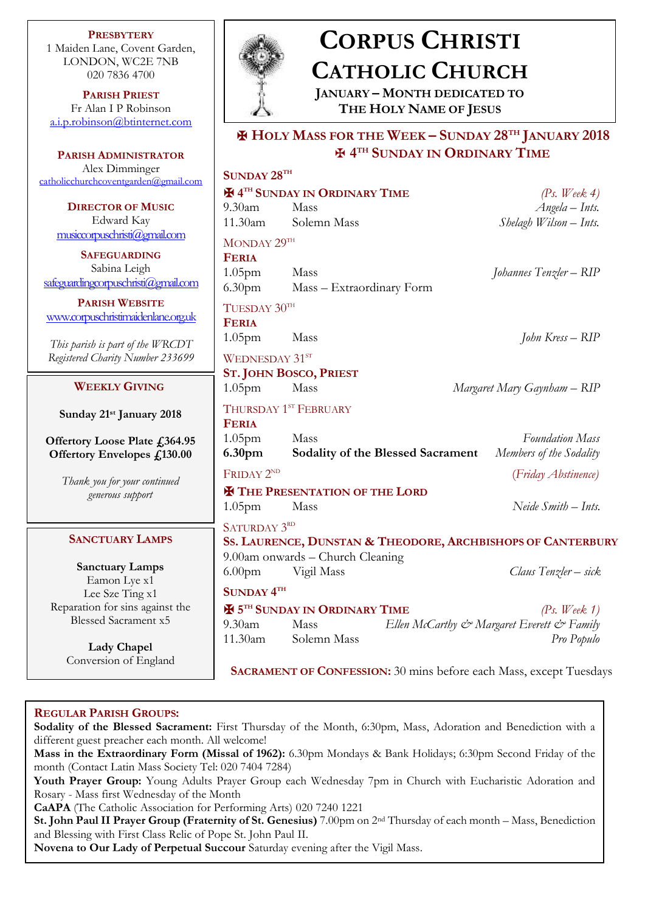# Corpus Christi Catholic Church

**January – Month dedicated to The Holy Name of Jesus**

## ✠ Holy Mass for the Week – Sunday 28th January 2018
## ✠ 4th Sunday in Ordinary Time

**Sunday 28th**

**✠ 4th Sunday in Ordinary Time** *(Ps. Week 4)*

| | | |
|---|---|---|
| 9.30am | Mass | *Angela – Ints.* |
| 11.30am | Solemn Mass | *Shelagh Wilson – Ints.* |

**Monday 29th**

**Feria**

| | | |
|---|---|---|
| 1.05pm | Mass | *Johannes Tenzler – RIP* |
| 6.30pm | Mass – Extraordinary Form | |

**Tuesday 30th**

**Feria**

| | | |
|---|---|---|
| 1.05pm | Mass | *John Kress – RIP* |

**Wednesday 31st**

**St. John Bosco, Priest**

| | | |
|---|---|---|
| 1.05pm | Mass | *Margaret Mary Gaynham – RIP* |

**Thursday 1st February**

**Feria**

| | | |
|---|---|---|
| 1.05pm | Mass | *Foundation Mass* |
| **6.30pm** | **Sodality of the Blessed Sacrament** | *Members of the Sodality* |

**Friday 2nd** *(Friday Abstinence)*

**✠ The Presentation of the Lord**

| | | |
|---|---|---|
| 1.05pm | Mass | *Neide Smith – Ints.* |

**Saturday 3rd**

**Ss. Laurence, Dunstan & Theodore, Archbishops of Canterbury**

9.00am onwards – Church Cleaning

| | | |
|---|---|---|
| 6.00pm | Vigil Mass | *Claus Tenzler – sick* |

**Sunday 4th**

**✠ 5th Sunday in Ordinary Time** *(Ps. Week 1)*

| | | |
|---|---|---|
| 9.30am | Mass | *Ellen McCarthy & Margaret Everett & Family* |
| 11.30am | Solemn Mass | *Pro Populo* |

**Sacrament of Confession:** 30 mins before each Mass, except Tuesdays

---

**Presbytery**
1 Maiden Lane, Covent Garden,
LONDON, WC2E 7NB
020 7836 4700

**Parish Priest**
Fr Alan I P Robinson
a.i.p.robinson@btinternet.com

**Parish Administrator**
Alex Dimminger
catholicchurchcoventgarden@gmail.com

**Director of Music**
Edward Kay
musiccorpuschristi@gmail.com

**Safeguarding**
Sabina Leigh
safeguardingcorpuschristi@gmail.com

**Parish Website**
www.corpuschristimaidenlane.org.uk

*This parish is part of the WRCDT Registered Charity Number 233699*

### Weekly Giving

**Sunday 21st January 2018**

**Offertory Loose Plate £364.95**
**Offertory Envelopes £130.00**

*Thank you for your continued generous support*

### Sanctuary Lamps

**Sanctuary Lamps**
Eamon Lye x1
Lee Sze Ting x1
Reparation for sins against the Blessed Sacrament x5

**Lady Chapel**
Conversion of England

---

### Regular Parish Groups:

**Sodality of the Blessed Sacrament:** First Thursday of the Month, 6:30pm, Mass, Adoration and Benediction with a different guest preacher each month. All welcome!

**Mass in the Extraordinary Form (Missal of 1962):** 6.30pm Mondays & Bank Holidays; 6:30pm Second Friday of the month (Contact Latin Mass Society Tel: 020 7404 7284)

**Youth Prayer Group:** Young Adults Prayer Group each Wednesday 7pm in Church with Eucharistic Adoration and Rosary - Mass first Wednesday of the Month

**CaAPA** (The Catholic Association for Performing Arts) 020 7240 1221

**St. John Paul II Prayer Group (Fraternity of St. Genesius)** 7.00pm on 2nd Thursday of each month – Mass, Benediction and Blessing with First Class Relic of Pope St. John Paul II.

**Novena to Our Lady of Perpetual Succour** Saturday evening after the Vigil Mass.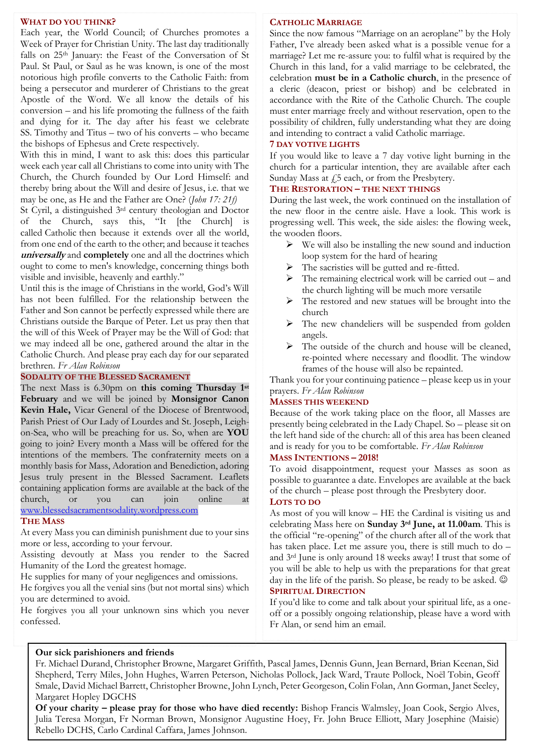## What do you think?

Each year, the World Council; of Churches promotes a Week of Prayer for Christian Unity. The last day traditionally falls on 25th January: the Feast of the Conversation of St Paul. St Paul, or Saul as he was known, is one of the most notorious high profile converts to the Catholic Faith: from being a persecutor and murderer of Christians to the great Apostle of the Word. We all know the details of his conversion – and his life promoting the fullness of the faith and dying for it. The day after his feast we celebrate SS. Timothy and Titus – two of his converts – who became the bishops of Ephesus and Crete respectively.

With this in mind, I want to ask this: does this particular week each year call all Christians to come into unity with The Church, the Church founded by Our Lord Himself: and thereby bring about the Will and desire of Jesus, i.e. that we may be one, as He and the Father are One? (*John 17: 21f*)

St Cyril, a distinguished 3rd century theologian and Doctor of the Church, says this, "It [the Church] is called Catholic then because it extends over all the world, from one end of the earth to the other; and because it teaches ***universally*** and **completely** one and all the doctrines which ought to come to men's knowledge, concerning things both visible and invisible, heavenly and earthly."

Until this is the image of Christians in the world, God's Will has not been fulfilled. For the relationship between the Father and Son cannot be perfectly expressed while there are Christians outside the Barque of Peter. Let us pray then that the will of this Week of Prayer may be the Will of God: that we may indeed all be one, gathered around the altar in the Catholic Church. And please pray each day for our separated brethren. *Fr Alan Robinson*

## Sodality of the Blessed Sacrament

The next Mass is 6.30pm on **this coming Thursday 1st February** and we will be joined by **Monsignor Canon Kevin Hale,** Vicar General of the Diocese of Brentwood, Parish Priest of Our Lady of Lourdes and St. Joseph, Leigh-on-Sea, who will be preaching for us. So, when are **YOU** going to join? Every month a Mass will be offered for the intentions of the members. The confraternity meets on a monthly basis for Mass, Adoration and Benediction, adoring Jesus truly present in the Blessed Sacrament. Leaflets containing application forms are available at the back of the church, or you can join online at www.blessedsacramentsodality.wordpress.com

## The Mass

At every Mass you can diminish punishment due to your sins more or less, according to your fervour.

Assisting devoutly at Mass you render to the Sacred Humanity of the Lord the greatest homage.

He supplies for many of your negligences and omissions.

He forgives you all the venial sins (but not mortal sins) which you are determined to avoid.

He forgives you all your unknown sins which you never confessed.

## Catholic Marriage

Since the now famous "Marriage on an aeroplane" by the Holy Father, I've already been asked what is a possible venue for a marriage? Let me re-assure you: to fulfil what is required by the Church in this land, for a valid marriage to be celebrated, the celebration **must be in a Catholic church**, in the presence of a cleric (deacon, priest or bishop) and be celebrated in accordance with the Rite of the Catholic Church. The couple must enter marriage freely and without reservation, open to the possibility of children, fully understanding what they are doing and intending to contract a valid Catholic marriage.

## 7 day votive lights

If you would like to leave a 7 day votive light burning in the church for a particular intention, they are available after each Sunday Mass at £5 each, or from the Presbytery.

## The Restoration – the next things

During the last week, the work continued on the installation of the new floor in the centre aisle. Have a look. This work is progressing well. This week, the side aisles: the flowing week, the wooden floors.

- We will also be installing the new sound and induction loop system for the hard of hearing
- The sacristies will be gutted and re-fitted.
- The remaining electrical work will be carried out – and the church lighting will be much more versatile
- The restored and new statues will be brought into the church
- The new chandeliers will be suspended from golden angels.
- The outside of the church and house will be cleaned, re-pointed where necessary and floodlit. The window frames of the house will also be repainted.

Thank you for your continuing patience – please keep us in your prayers. *Fr Alan Robinson*

## Masses this weekend

Because of the work taking place on the floor, all Masses are presently being celebrated in the Lady Chapel. So – please sit on the left hand side of the church: all of this area has been cleaned and is ready for you to be comfortable. *Fr Alan Robinson*

## Mass Intentions – 2018!

To avoid disappointment, request your Masses as soon as possible to guarantee a date. Envelopes are available at the back of the church – please post through the Presbytery door.

## Lots to do

As most of you will know – HE the Cardinal is visiting us and celebrating Mass here on **Sunday 3rd June, at 11.00am**. This is the official "re-opening" of the church after all of the work that has taken place. Let me assure you, there is still much to do – and 3rd June is only around 18 weeks away! I trust that some of you will be able to help us with the preparations for that great day in the life of the parish. So please, be ready to be asked. ☺

## Spiritual Direction

If you'd like to come and talk about your spiritual life, as a one-off or a possibly ongoing relationship, please have a word with Fr Alan, or send him an email.

**Our sick parishioners and friends**

Fr. Michael Durand, Christopher Browne, Margaret Griffith, Pascal James, Dennis Gunn, Jean Bernard, Brian Keenan, Sid Shepherd, Terry Miles, John Hughes, Warren Peterson, Nicholas Pollock, Jack Ward, Traute Pollock, Noël Tobin, Geoff Smale, David Michael Barrett, Christopher Browne, John Lynch, Peter Georgeson, Colin Folan, Ann Gorman, Janet Seeley, Margaret Hopley DGCHS

**Of your charity – please pray for those who have died recently:** Bishop Francis Walmsley, Joan Cook, Sergio Alves, Julia Teresa Morgan, Fr Norman Brown, Monsignor Augustine Hoey, Fr. John Bruce Elliott, Mary Josephine (Maisie) Rebello DCHS, Carlo Cardinal Caffara, James Johnson.